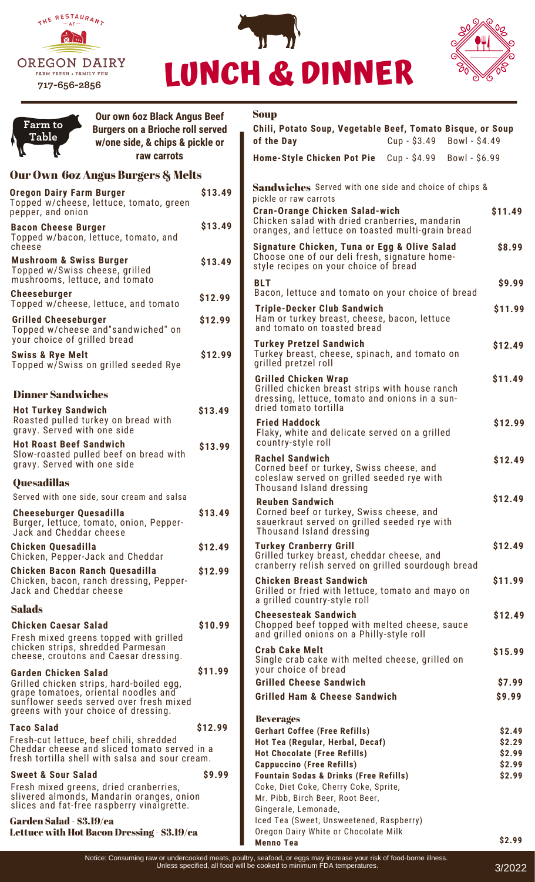THE RESTAURANT AT OREGON DAIRY
FARM FRESH • FAMILY FUN
717-656-2856

# LUNCH & DINNER

**Farm to Table**

**Our own 6oz Black Angus Beef Burgers on a Brioche roll served w/one side, & chips & pickle or raw carrots**

## Our Own 6oz Angus Burgers & Melts

| Item | Price |
|---|---|
| **Oregon Dairy Farm Burger** Topped w/cheese, lettuce, tomato, green pepper, and onion | $13.49 |
| **Bacon Cheese Burger** Topped w/bacon, lettuce, tomato, and cheese | $13.49 |
| **Mushroom & Swiss Burger** Topped w/Swiss cheese, grilled mushrooms, lettuce, and tomato | $13.49 |
| **Cheeseburger** Topped w/cheese, lettuce, and tomato | $12.99 |
| **Grilled Cheeseburger** Topped w/cheese and"sandwiched" on your choice of grilled bread | $12.99 |
| **Swiss & Rye Melt** Topped w/Swiss on grilled seeded Rye | $12.99 |

## Dinner Sandwiches

| Item | Price |
|---|---|
| **Hot Turkey Sandwich** Roasted pulled turkey on bread with gravy. Served with one side | $13.49 |
| **Hot Roast Beef Sandwich** Slow-roasted pulled beef on bread with gravy. Served with one side | $13.99 |

## Quesadillas

Served with one side, sour cream and salsa

| Item | Price |
|---|---|
| **Cheeseburger Quesadilla** Burger, lettuce, tomato, onion, Pepper-Jack and Cheddar cheese | $13.49 |
| **Chicken Quesadilla** Chicken, Pepper-Jack and Cheddar | $12.49 |
| **Chicken Bacon Ranch Quesadilla** Chicken, bacon, ranch dressing, Pepper-Jack and Cheddar cheese | $12.99 |

## Salads

| Item | Price |
|---|---|
| **Chicken Caesar Salad** Fresh mixed greens topped with grilled chicken strips, shredded Parmesan cheese, croutons and Caesar dressing. | $10.99 |
| **Garden Chicken Salad** Grilled chicken strips, hard-boiled egg, grape tomatoes, oriental noodles and sunflower seeds served over fresh mixed greens with your choice of dressing. | $11.99 |
| **Taco Salad** Fresh-cut lettuce, beef chili, shredded Cheddar cheese and sliced tomato served in a fresh tortilla shell with salsa and sour cream. | $12.99 |
| **Sweet & Sour Salad** Fresh mixed greens, dried cranberries, slivered almonds, Mandarin oranges, onion slices and fat-free raspberry vinaigrette. | $9.99 |

**Garden Salad - $3.19/ea**

**Lettuce with Hot Bacon Dressing - $3.19/ea**

## Soup

| Item | Cup | Bowl |
|---|---|---|
| **Chili, Potato Soup, Vegetable Beef, Tomato Bisque, or Soup of the Day** | Cup - $3.49 | Bowl - $4.49 |
| **Home-Style Chicken Pot Pie** | Cup - $4.99 | Bowl - $6.99 |

## Sandwiches

Served with one side and choice of chips & pickle or raw carrots

| Item | Price |
|---|---|
| **Cran-Orange Chicken Salad-wich** Chicken salad with dried cranberries, mandarin oranges, and lettuce on toasted multi-grain bread | $11.49 |
| **Signature Chicken, Tuna or Egg & Olive Salad** Choose one of our deli fresh, signature home-style recipes on your choice of bread | $8.99 |
| **BLT** Bacon, lettuce and tomato on your choice of bread | $9.99 |
| **Triple-Decker Club Sandwich** Ham or turkey breast, cheese, bacon, lettuce and tomato on toasted bread | $11.99 |
| **Turkey Pretzel Sandwich** Turkey breast, cheese, spinach, and tomato on grilled pretzel roll | $12.49 |
| **Grilled Chicken Wrap** Grilled chicken breast strips with house ranch dressing, lettuce, tomato and onions in a sun-dried tomato tortilla | $11.49 |
| **Fried Haddock** Flaky, white and delicate served on a grilled country-style roll | $12.99 |
| **Rachel Sandwich** Corned beef or turkey, Swiss cheese, and coleslaw served on grilled seeded rye with Thousand Island dressing | $12.49 |
| **Reuben Sandwich** Corned beef or turkey, Swiss cheese, and sauerkraut served on grilled seeded rye with Thousand Island dressing | $12.49 |
| **Turkey Cranberry Grill** Grilled turkey breast, cheddar cheese, and cranberry relish served on grilled sourdough bread | $12.49 |
| **Chicken Breast Sandwich** Grilled or fried with lettuce, tomato and mayo on a grilled country-style roll | $11.99 |
| **Cheesesteak Sandwich** Chopped beef topped with melted cheese, sauce and grilled onions on a Philly-style roll | $12.49 |
| **Crab Cake Melt** Single crab cake with melted cheese, grilled on your choice of bread | $15.99 |
| **Grilled Cheese Sandwich** | $7.99 |
| **Grilled Ham & Cheese Sandwich** | $9.99 |

## Beverages

| Item | Price |
|---|---|
| **Gerhart Coffee (Free Refills)** | $2.49 |
| **Hot Tea (Regular, Herbal, Decaf)** | $2.29 |
| **Hot Chocolate (Free Refills)** | $2.99 |
| **Cappuccino (Free Refills)** | $2.99 |
| **Fountain Sodas & Drinks (Free Refills)** Coke, Diet Coke, Cherry Coke, Sprite, Mr. Pibb, Birch Beer, Root Beer, Gingerale, Lemonade, Iced Tea (Sweet, Unsweetened, Raspberry) Oregon Dairy White or Chocolate Milk | $2.99 |
| **Menno Tea** | $2.99 |

Notice: Consuming raw or undercooked meats, poultry, seafood, or eggs may increase your risk of food-borne illness. Unless specified, all food will be cooked to minimum FDA temperatures.

3/2022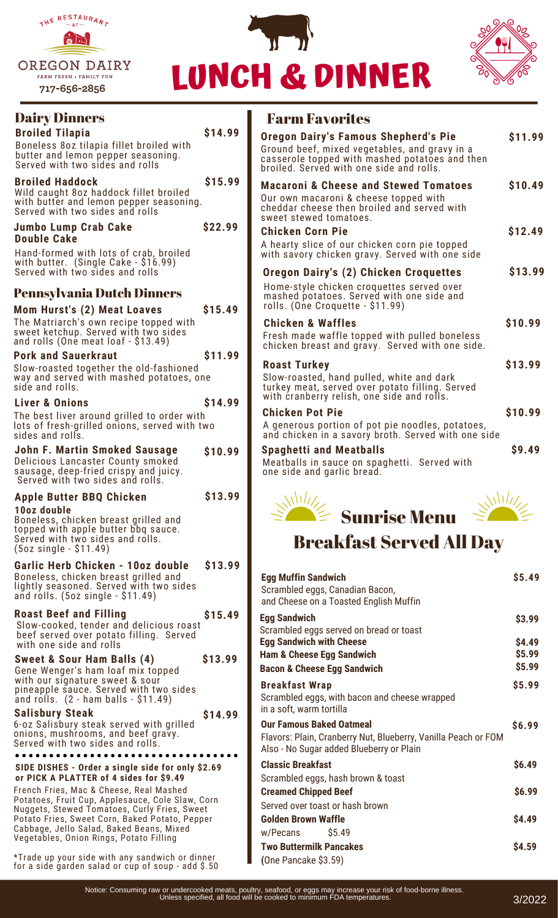THE RESTAURANT — AT — OREGON DAIRY
FARM FRESH • FAMILY FUN
717-656-2856

# LUNCH & DINNER

## Dairy Dinners

**Broiled Tilapia** **$14.99**
Boneless 8oz tilapia fillet broiled with butter and lemon pepper seasoning. Served with two sides and rolls

**Broiled Haddock** **$15.99**
Wild caught 8oz haddock fillet broiled with butter and lemon pepper seasoning. Served with two sides and rolls

**Jumbo Lump Crab Cake Double Cake** **$22.99**
Hand-formed with lots of crab, broiled with butter. (Single Cake - $16.99) Served with two sides and rolls

## Pennsylvania Dutch Dinners

**Mom Hurst's (2) Meat Loaves** **$15.49**
The Matriarch's own recipe topped with sweet ketchup. Served with two sides and rolls (One meat loaf - $13.49)

**Pork and Sauerkraut** **$11.99**
Slow-roasted together the old-fashioned way and served with mashed potatoes, one side and rolls.

**Liver & Onions** **$14.99**
The best liver around grilled to order with lots of fresh-grilled onions, served with two sides and rolls.

**John F. Martin Smoked Sausage** **$10.99**
Delicious Lancaster County smoked sausage, deep-fried crispy and juicy. Served with two sides and rolls.

**Apple Butter BBQ Chicken 10oz double** **$13.99**
Boneless, chicken breast grilled and topped with apple butter bbq sauce. Served with two sides and rolls. (5oz single - $11.49)

**Garlic Herb Chicken - 10oz double** **$13.99**
Boneless, chicken breast grilled and lightly seasoned. Served with two sides and rolls. (5oz single - $11.49)

**Roast Beef and Filling** **$15.49**
Slow-cooked, tender and delicious roast beef served over potato filling. Served with one side and rolls

**Sweet & Sour Ham Balls (4)** **$13.99**
Gene Wenger's ham loaf mix topped with our signature sweet & sour pineapple sauce. Served with two sides and rolls. (2 - ham balls - $11.49)

**Salisbury Steak** **$14.99**
6-oz Salisbury steak served with grilled onions, mushrooms, and beef gravy. Served with two sides and rolls.

**SIDE DISHES - Order a single side for only $2.69 or PICK A PLATTER of 4 sides for $9.49**

French Fries, Mac & Cheese, Real Mashed Potatoes, Fruit Cup, Applesauce, Cole Slaw, Corn Nuggets, Stewed Tomatoes, Curly Fries, Sweet Potato Fries, Sweet Corn, Baked Potato, Pepper Cabbage, Jello Salad, Baked Beans, Mixed Vegetables, Onion Rings, Potato Filling

*Trade up your side with any sandwich or dinner for a side garden salad or cup of soup - add $.50

## Farm Favorites

**Oregon Dairy's Famous Shepherd's Pie** **$11.99**
Ground beef, mixed vegetables, and gravy in a casserole topped with mashed potatoes and then broiled. Served with one side and rolls.

**Macaroni & Cheese and Stewed Tomatoes** **$10.49**
Our own macaroni & cheese topped with cheddar cheese then broiled and served with sweet stewed tomatoes.

**Chicken Corn Pie** **$12.49**
A hearty slice of our chicken corn pie topped with savory chicken gravy. Served with one side

**Oregon Dairy's (2) Chicken Croquettes** **$13.99**
Home-style chicken croquettes served over mashed potatoes. Served with one side and rolls. (One Croquette - $11.99)

**Chicken & Waffles** **$10.99**
Fresh made waffle topped with pulled boneless chicken breast and gravy. Served with one side.

**Roast Turkey** **$13.99**
Slow-roasted, hand pulled, white and dark turkey meat, served over potato filling. Served with cranberry relish, one side and rolls.

**Chicken Pot Pie** **$10.99**
A generous portion of pot pie noodles, potatoes, and chicken in a savory broth. Served with one side

**Spaghetti and Meatballs** **$9.49**
Meatballs in sauce on spaghetti. Served with one side and garlic bread.

## Sunrise Menu

### Breakfast Served All Day

| | |
|---|---|
| **Egg Muffin Sandwich**<br>Scrambled eggs, Canadian Bacon, and Cheese on a Toasted English Muffin | **$5.49** |
| **Egg Sandwich**<br>Scrambled eggs served on bread or toast | **$3.99** |
| **Egg Sandwich with Cheese** | **$4.49** |
| **Ham & Cheese Egg Sandwich** | **$5.99** |
| **Bacon & Cheese Egg Sandwich** | **$5.99** |
| **Breakfast Wrap**<br>Scrambled eggs, with bacon and cheese wrapped in a soft, warm tortilla | **$5.99** |
| **Our Famous Baked Oatmeal**<br>Flavors: Plain, Cranberry Nut, Blueberry, Vanilla Peach or FOM<br>Also - No Sugar added Blueberry or Plain | **$6.99** |
| **Classic Breakfast**<br>Scrambled eggs, hash brown & toast | **$6.49** |
| **Creamed Chipped Beef**<br>Served over toast or hash brown | **$6.99** |
| **Golden Brown Waffle**<br>w/Pecans $5.49 | **$4.49** |
| **Two Buttermilk Pancakes**<br>(One Pancake $3.59) | **$4.59** |

Notice: Consuming raw or undercooked meats, poultry, seafood, or eggs may increase your risk of food-borne illness. Unless specified, all food will be cooked to minimum FDA temperatures.

3/2022